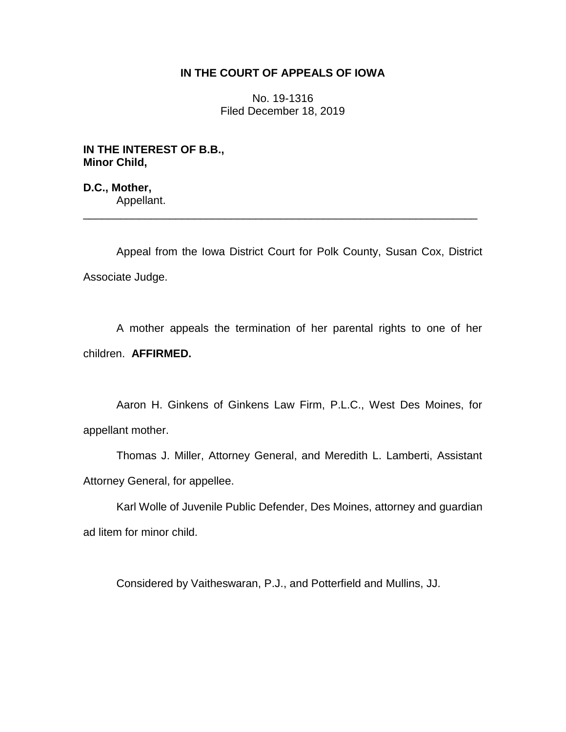**IN THE COURT OF APPEALS OF IOWA**

No. 19-1316
Filed December 18, 2019

**IN THE INTEREST OF B.B.,**
**Minor Child,**

**D.C., Mother,**
Appellant.

---

Appeal from the Iowa District Court for Polk County, Susan Cox, District Associate Judge.

A mother appeals the termination of her parental rights to one of her children. **AFFIRMED.**

Aaron H. Ginkens of Ginkens Law Firm, P.L.C., West Des Moines, for appellant mother.

Thomas J. Miller, Attorney General, and Meredith L. Lamberti, Assistant Attorney General, for appellee.

Karl Wolle of Juvenile Public Defender, Des Moines, attorney and guardian ad litem for minor child.

Considered by Vaitheswaran, P.J., and Potterfield and Mullins, JJ.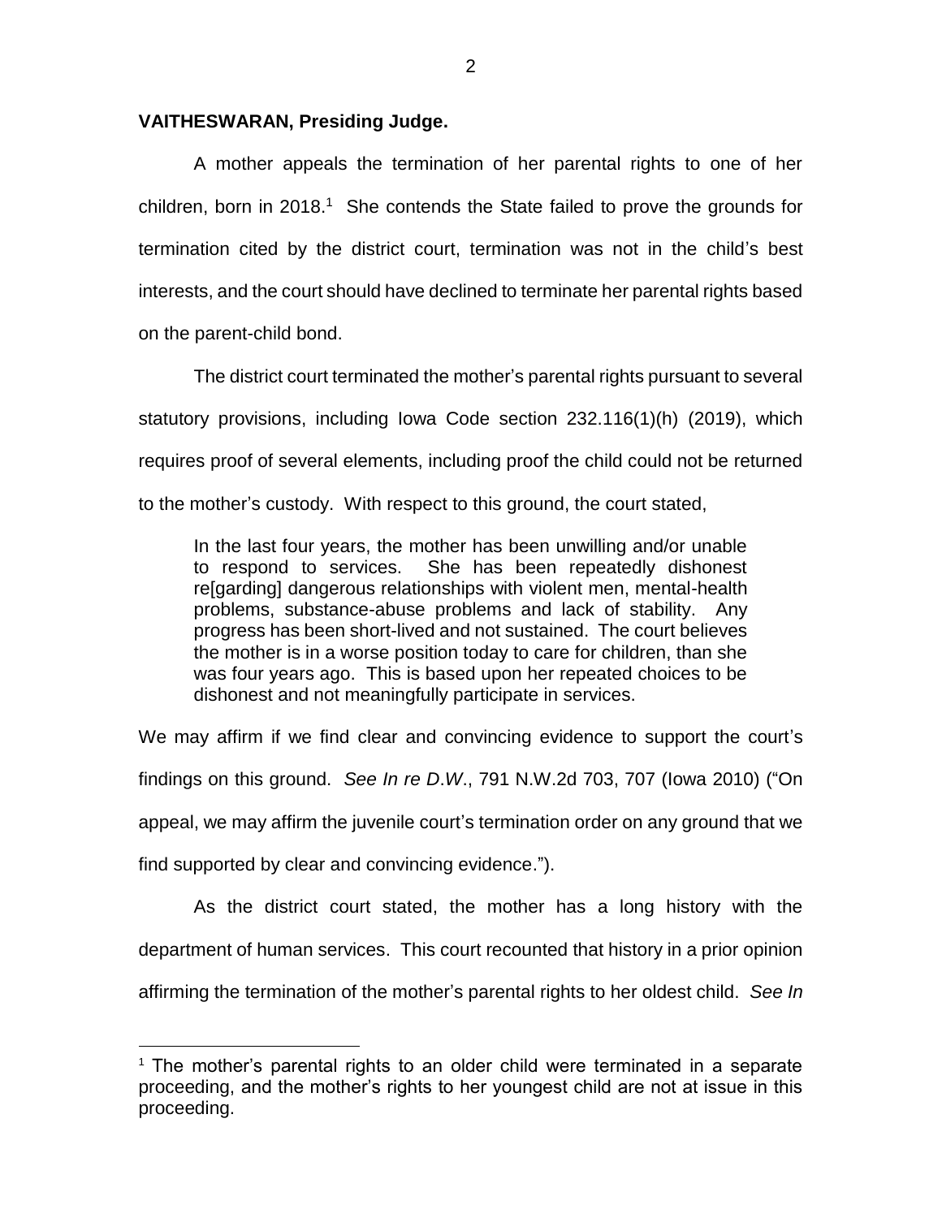**VAITHESWARAN, Presiding Judge.**

A mother appeals the termination of her parental rights to one of her children, born in 2018.[1] She contends the State failed to prove the grounds for termination cited by the district court, termination was not in the child's best interests, and the court should have declined to terminate her parental rights based on the parent-child bond.

The district court terminated the mother's parental rights pursuant to several statutory provisions, including Iowa Code section 232.116(1)(h) (2019), which requires proof of several elements, including proof the child could not be returned to the mother's custody. With respect to this ground, the court stated,

> In the last four years, the mother has been unwilling and/or unable to respond to services. She has been repeatedly dishonest re[garding] dangerous relationships with violent men, mental-health problems, substance-abuse problems and lack of stability. Any progress has been short-lived and not sustained. The court believes the mother is in a worse position today to care for children, than she was four years ago. This is based upon her repeated choices to be dishonest and not meaningfully participate in services.

We may affirm if we find clear and convincing evidence to support the court's findings on this ground. *See In re D.W.*, 791 N.W.2d 703, 707 (Iowa 2010) ("On appeal, we may affirm the juvenile court's termination order on any ground that we find supported by clear and convincing evidence.").

As the district court stated, the mother has a long history with the department of human services. This court recounted that history in a prior opinion affirming the termination of the mother's parental rights to her oldest child. *See In*

[1] The mother's parental rights to an older child were terminated in a separate proceeding, and the mother's rights to her youngest child are not at issue in this proceeding.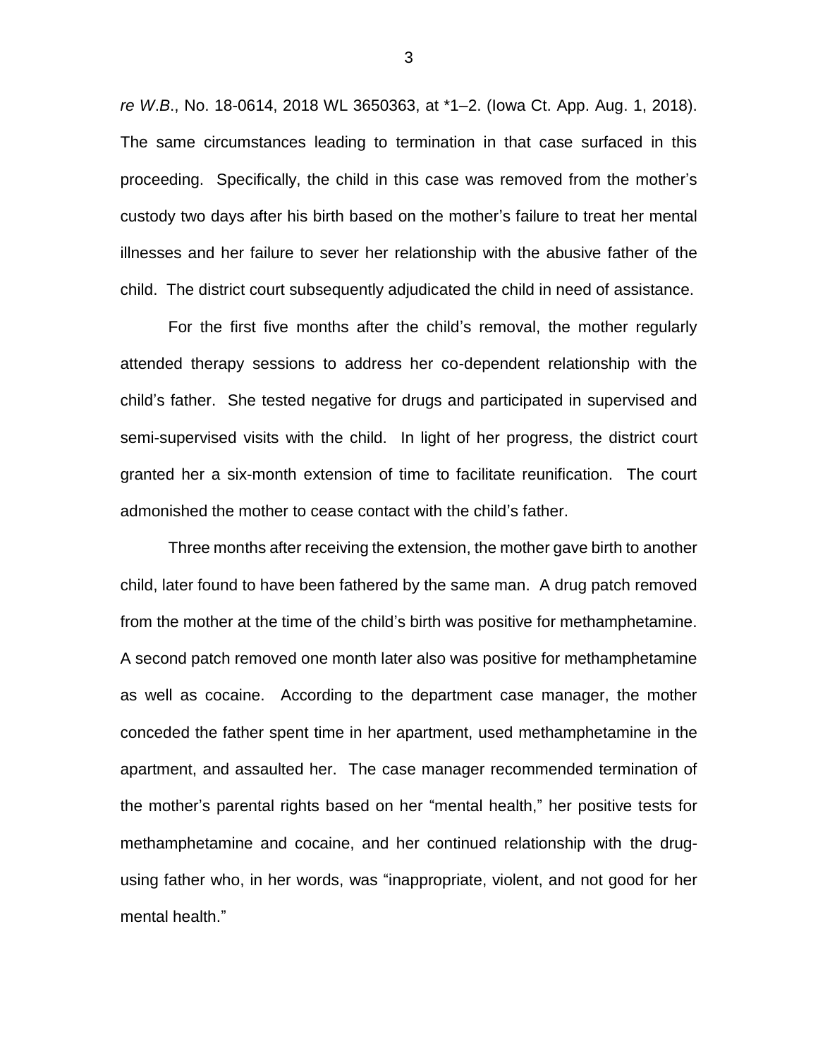*re W.B.*, No. 18-0614, 2018 WL 3650363, at *1–2. (Iowa Ct. App. Aug. 1, 2018). The same circumstances leading to termination in that case surfaced in this proceeding. Specifically, the child in this case was removed from the mother's custody two days after his birth based on the mother's failure to treat her mental illnesses and her failure to sever her relationship with the abusive father of the child. The district court subsequently adjudicated the child in need of assistance.

For the first five months after the child's removal, the mother regularly attended therapy sessions to address her co-dependent relationship with the child's father. She tested negative for drugs and participated in supervised and semi-supervised visits with the child. In light of her progress, the district court granted her a six-month extension of time to facilitate reunification. The court admonished the mother to cease contact with the child's father.

Three months after receiving the extension, the mother gave birth to another child, later found to have been fathered by the same man. A drug patch removed from the mother at the time of the child's birth was positive for methamphetamine. A second patch removed one month later also was positive for methamphetamine as well as cocaine. According to the department case manager, the mother conceded the father spent time in her apartment, used methamphetamine in the apartment, and assaulted her. The case manager recommended termination of the mother's parental rights based on her "mental health," her positive tests for methamphetamine and cocaine, and her continued relationship with the drug-using father who, in her words, was "inappropriate, violent, and not good for her mental health."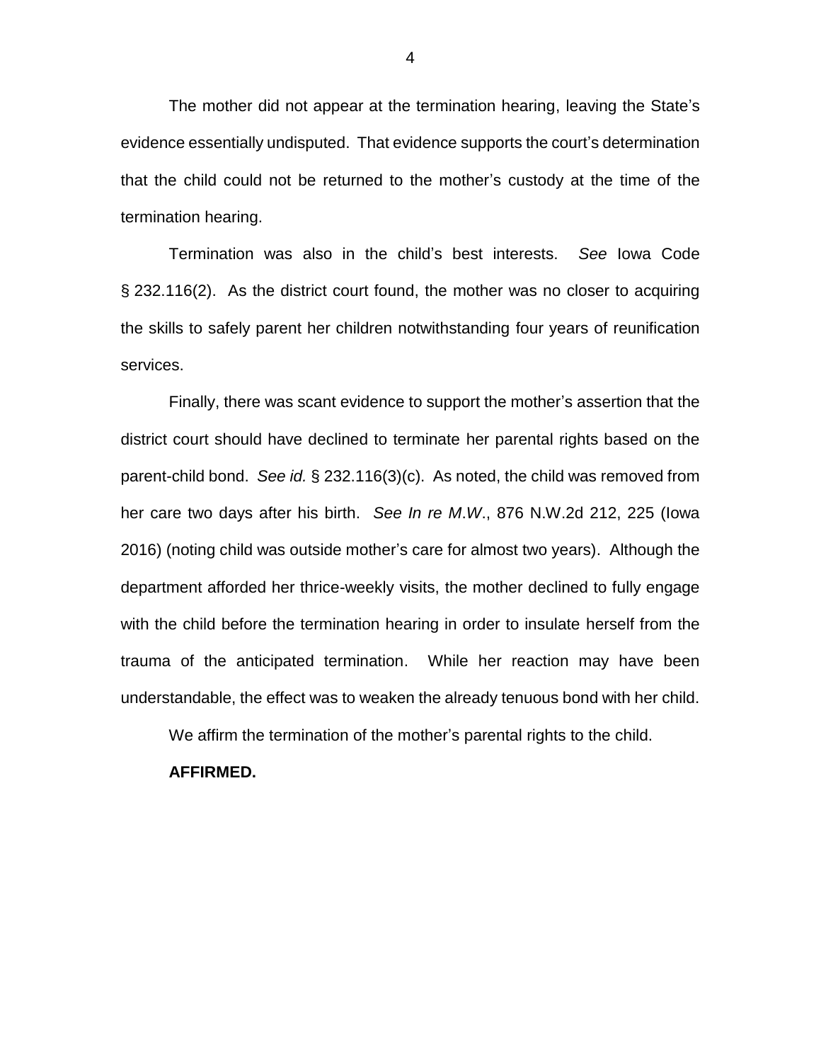The mother did not appear at the termination hearing, leaving the State's evidence essentially undisputed. That evidence supports the court's determination that the child could not be returned to the mother's custody at the time of the termination hearing.

Termination was also in the child's best interests. *See* Iowa Code § 232.116(2). As the district court found, the mother was no closer to acquiring the skills to safely parent her children notwithstanding four years of reunification services.

Finally, there was scant evidence to support the mother's assertion that the district court should have declined to terminate her parental rights based on the parent-child bond. *See id.* § 232.116(3)(c). As noted, the child was removed from her care two days after his birth. *See In re M.W.*, 876 N.W.2d 212, 225 (Iowa 2016) (noting child was outside mother's care for almost two years). Although the department afforded her thrice-weekly visits, the mother declined to fully engage with the child before the termination hearing in order to insulate herself from the trauma of the anticipated termination. While her reaction may have been understandable, the effect was to weaken the already tenuous bond with her child.

We affirm the termination of the mother's parental rights to the child.

**AFFIRMED.**